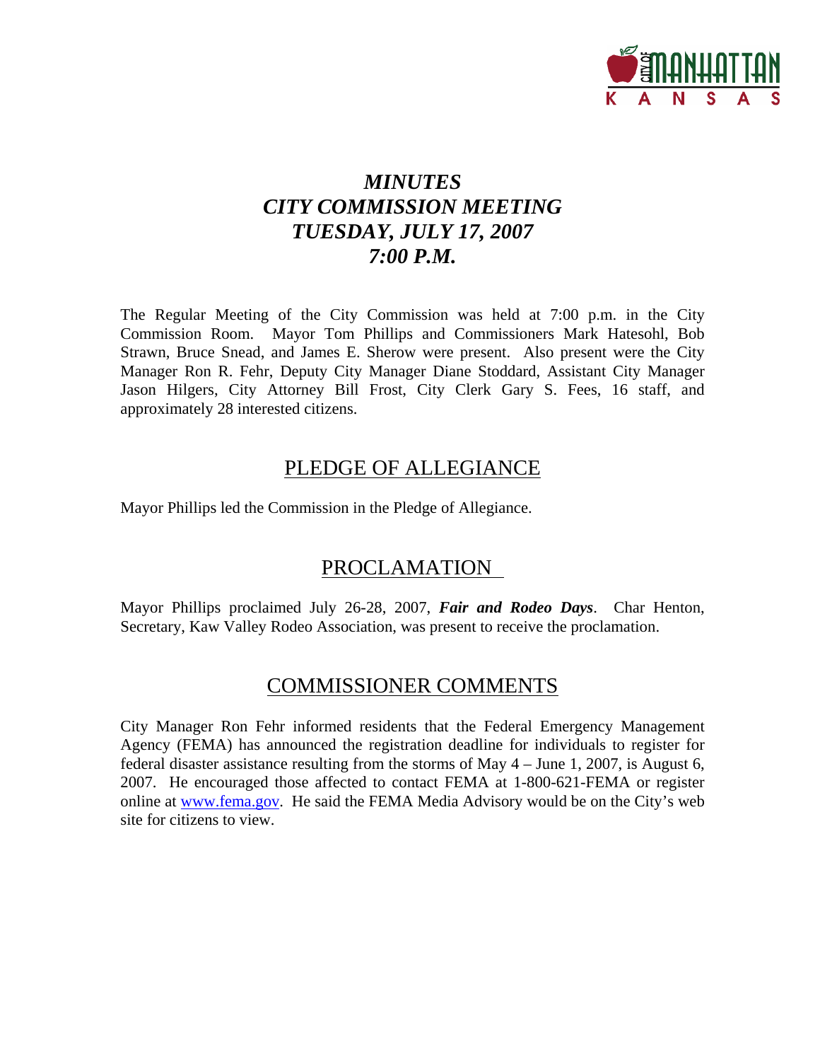# *MINUTES*
# *CITY COMMISSION MEETING*
# *TUESDAY, JULY 17, 2007*
# *7:00 P.M.*

The Regular Meeting of the City Commission was held at 7:00 p.m. in the City Commission Room. Mayor Tom Phillips and Commissioners Mark Hatesohl, Bob Strawn, Bruce Snead, and James E. Sherow were present. Also present were the City Manager Ron R. Fehr, Deputy City Manager Diane Stoddard, Assistant City Manager Jason Hilgers, City Attorney Bill Frost, City Clerk Gary S. Fees, 16 staff, and approximately 28 interested citizens.

## PLEDGE OF ALLEGIANCE

Mayor Phillips led the Commission in the Pledge of Allegiance.

## PROCLAMATION

Mayor Phillips proclaimed July 26-28, 2007, ***Fair and Rodeo Days***. Char Henton, Secretary, Kaw Valley Rodeo Association, was present to receive the proclamation.

## COMMISSIONER COMMENTS

City Manager Ron Fehr informed residents that the Federal Emergency Management Agency (FEMA) has announced the registration deadline for individuals to register for federal disaster assistance resulting from the storms of May 4 – June 1, 2007, is August 6, 2007. He encouraged those affected to contact FEMA at 1-800-621-FEMA or register online at www.fema.gov. He said the FEMA Media Advisory would be on the City's web site for citizens to view.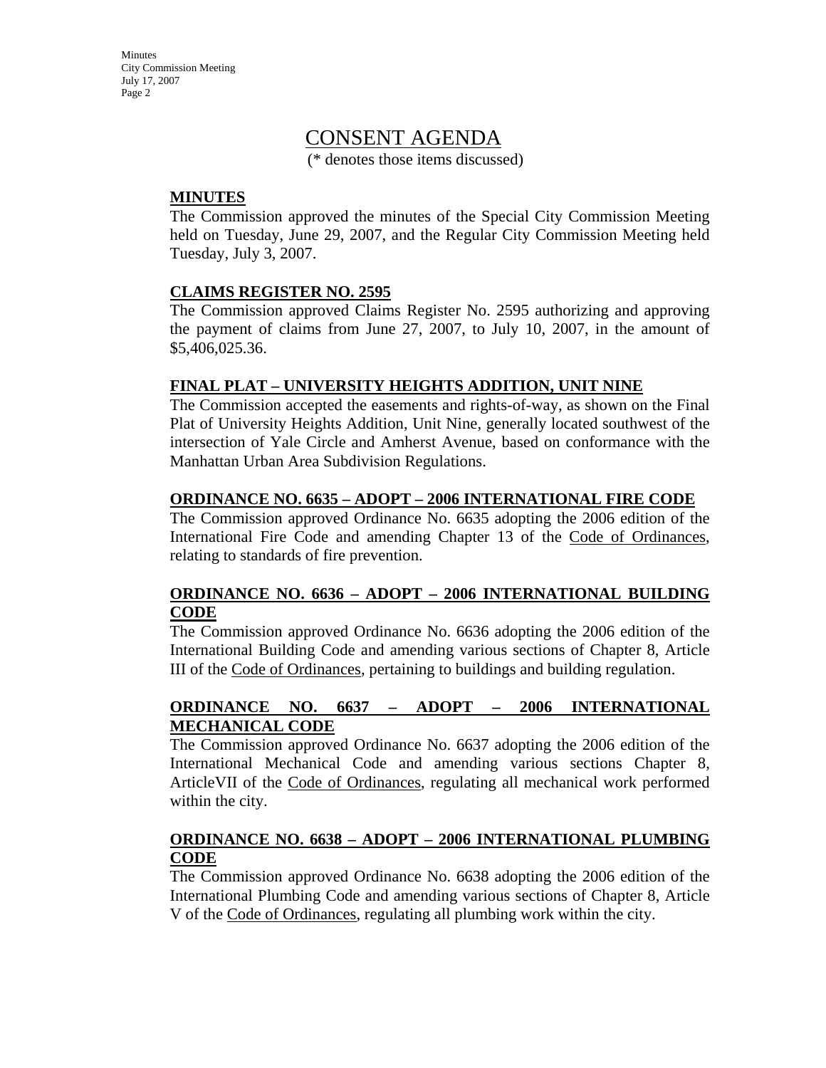# CONSENT AGENDA

(* denotes those items discussed)

**MINUTES**

The Commission approved the minutes of the Special City Commission Meeting held on Tuesday, June 29, 2007, and the Regular City Commission Meeting held Tuesday, July 3, 2007.

**CLAIMS REGISTER NO. 2595**

The Commission approved Claims Register No. 2595 authorizing and approving the payment of claims from June 27, 2007, to July 10, 2007, in the amount of $5,406,025.36.

**FINAL PLAT – UNIVERSITY HEIGHTS ADDITION, UNIT NINE**

The Commission accepted the easements and rights-of-way, as shown on the Final Plat of University Heights Addition, Unit Nine, generally located southwest of the intersection of Yale Circle and Amherst Avenue, based on conformance with the Manhattan Urban Area Subdivision Regulations.

**ORDINANCE NO. 6635 – ADOPT – 2006 INTERNATIONAL FIRE CODE**

The Commission approved Ordinance No. 6635 adopting the 2006 edition of the International Fire Code and amending Chapter 13 of the Code of Ordinances, relating to standards of fire prevention.

**ORDINANCE NO. 6636 – ADOPT – 2006 INTERNATIONAL BUILDING CODE**

The Commission approved Ordinance No. 6636 adopting the 2006 edition of the International Building Code and amending various sections of Chapter 8, Article III of the Code of Ordinances, pertaining to buildings and building regulation.

**ORDINANCE NO. 6637 – ADOPT – 2006 INTERNATIONAL MECHANICAL CODE**

The Commission approved Ordinance No. 6637 adopting the 2006 edition of the International Mechanical Code and amending various sections Chapter 8, ArticleVII of the Code of Ordinances, regulating all mechanical work performed within the city.

**ORDINANCE NO. 6638 – ADOPT – 2006 INTERNATIONAL PLUMBING CODE**

The Commission approved Ordinance No. 6638 adopting the 2006 edition of the International Plumbing Code and amending various sections of Chapter 8, Article V of the Code of Ordinances, regulating all plumbing work within the city.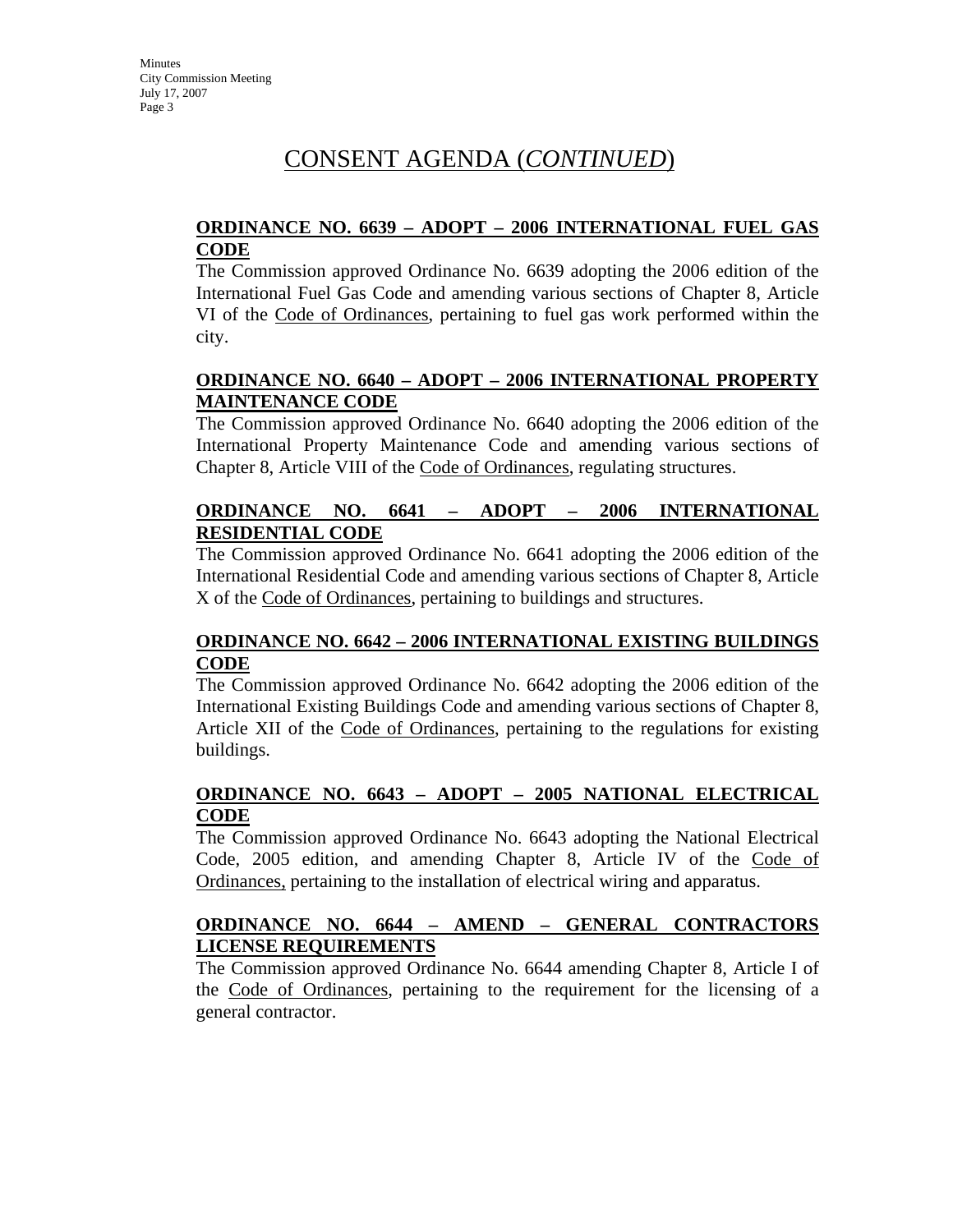# CONSENT AGENDA (*CONTINUED*)

**ORDINANCE NO. 6639 – ADOPT – 2006 INTERNATIONAL FUEL GAS CODE**

The Commission approved Ordinance No. 6639 adopting the 2006 edition of the International Fuel Gas Code and amending various sections of Chapter 8, Article VI of the Code of Ordinances, pertaining to fuel gas work performed within the city.

**ORDINANCE NO. 6640 – ADOPT – 2006 INTERNATIONAL PROPERTY MAINTENANCE CODE**

The Commission approved Ordinance No. 6640 adopting the 2006 edition of the International Property Maintenance Code and amending various sections of Chapter 8, Article VIII of the Code of Ordinances, regulating structures.

**ORDINANCE NO. 6641 – ADOPT – 2006 INTERNATIONAL RESIDENTIAL CODE**

The Commission approved Ordinance No. 6641 adopting the 2006 edition of the International Residential Code and amending various sections of Chapter 8, Article X of the Code of Ordinances, pertaining to buildings and structures.

**ORDINANCE NO. 6642 – 2006 INTERNATIONAL EXISTING BUILDINGS CODE**

The Commission approved Ordinance No. 6642 adopting the 2006 edition of the International Existing Buildings Code and amending various sections of Chapter 8, Article XII of the Code of Ordinances, pertaining to the regulations for existing buildings.

**ORDINANCE NO. 6643 – ADOPT – 2005 NATIONAL ELECTRICAL CODE**

The Commission approved Ordinance No. 6643 adopting the National Electrical Code, 2005 edition, and amending Chapter 8, Article IV of the Code of Ordinances, pertaining to the installation of electrical wiring and apparatus.

**ORDINANCE NO. 6644 – AMEND – GENERAL CONTRACTORS LICENSE REQUIREMENTS**

The Commission approved Ordinance No. 6644 amending Chapter 8, Article I of the Code of Ordinances, pertaining to the requirement for the licensing of a general contractor.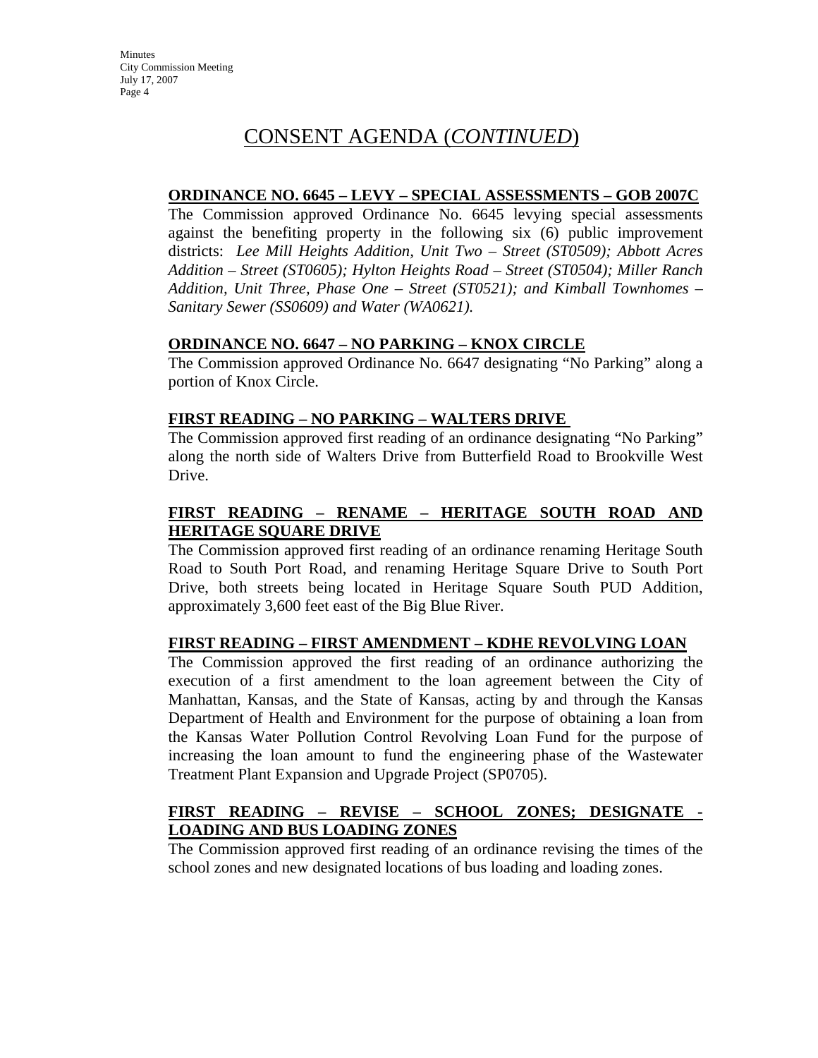# CONSENT AGENDA (*CONTINUED*)

**ORDINANCE NO. 6645 – LEVY – SPECIAL ASSESSMENTS – GOB 2007C**

The Commission approved Ordinance No. 6645 levying special assessments against the benefiting property in the following six (6) public improvement districts: *Lee Mill Heights Addition, Unit Two – Street (ST0509); Abbott Acres Addition – Street (ST0605); Hylton Heights Road – Street (ST0504); Miller Ranch Addition, Unit Three, Phase One – Street (ST0521); and Kimball Townhomes – Sanitary Sewer (SS0609) and Water (WA0621).*

**ORDINANCE NO. 6647 – NO PARKING – KNOX CIRCLE**

The Commission approved Ordinance No. 6647 designating "No Parking" along a portion of Knox Circle.

**FIRST READING – NO PARKING – WALTERS DRIVE**

The Commission approved first reading of an ordinance designating "No Parking" along the north side of Walters Drive from Butterfield Road to Brookville West Drive.

**FIRST READING – RENAME – HERITAGE SOUTH ROAD AND HERITAGE SQUARE DRIVE**

The Commission approved first reading of an ordinance renaming Heritage South Road to South Port Road, and renaming Heritage Square Drive to South Port Drive, both streets being located in Heritage Square South PUD Addition, approximately 3,600 feet east of the Big Blue River.

**FIRST READING – FIRST AMENDMENT – KDHE REVOLVING LOAN**

The Commission approved the first reading of an ordinance authorizing the execution of a first amendment to the loan agreement between the City of Manhattan, Kansas, and the State of Kansas, acting by and through the Kansas Department of Health and Environment for the purpose of obtaining a loan from the Kansas Water Pollution Control Revolving Loan Fund for the purpose of increasing the loan amount to fund the engineering phase of the Wastewater Treatment Plant Expansion and Upgrade Project (SP0705).

**FIRST READING – REVISE – SCHOOL ZONES; DESIGNATE - LOADING AND BUS LOADING ZONES**

The Commission approved first reading of an ordinance revising the times of the school zones and new designated locations of bus loading and loading zones.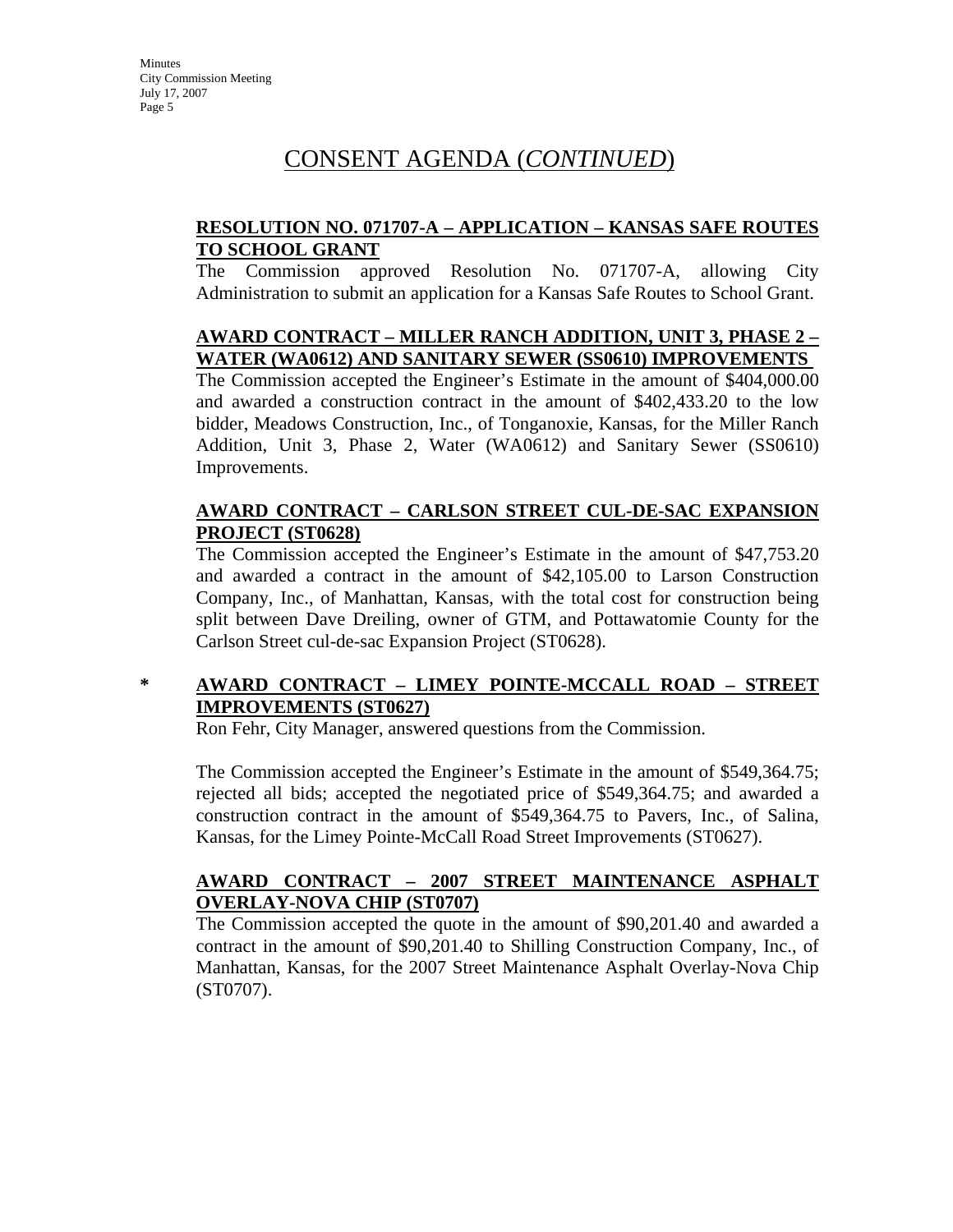# CONSENT AGENDA (*CONTINUED*)

**RESOLUTION NO. 071707-A – APPLICATION – KANSAS SAFE ROUTES TO SCHOOL GRANT**

The Commission approved Resolution No. 071707-A, allowing City Administration to submit an application for a Kansas Safe Routes to School Grant.

**AWARD CONTRACT – MILLER RANCH ADDITION, UNIT 3, PHASE 2 – WATER (WA0612) AND SANITARY SEWER (SS0610) IMPROVEMENTS**

The Commission accepted the Engineer's Estimate in the amount of $404,000.00 and awarded a construction contract in the amount of $402,433.20 to the low bidder, Meadows Construction, Inc., of Tonganoxie, Kansas, for the Miller Ranch Addition, Unit 3, Phase 2, Water (WA0612) and Sanitary Sewer (SS0610) Improvements.

**AWARD CONTRACT – CARLSON STREET CUL-DE-SAC EXPANSION PROJECT (ST0628)**

The Commission accepted the Engineer's Estimate in the amount of $47,753.20 and awarded a contract in the amount of $42,105.00 to Larson Construction Company, Inc., of Manhattan, Kansas, with the total cost for construction being split between Dave Dreiling, owner of GTM, and Pottawatomie County for the Carlson Street cul-de-sac Expansion Project (ST0628).

\* **AWARD CONTRACT – LIMEY POINTE-MCCALL ROAD – STREET IMPROVEMENTS (ST0627)**

Ron Fehr, City Manager, answered questions from the Commission.

The Commission accepted the Engineer's Estimate in the amount of $549,364.75; rejected all bids; accepted the negotiated price of $549,364.75; and awarded a construction contract in the amount of $549,364.75 to Pavers, Inc., of Salina, Kansas, for the Limey Pointe-McCall Road Street Improvements (ST0627).

**AWARD CONTRACT – 2007 STREET MAINTENANCE ASPHALT OVERLAY-NOVA CHIP (ST0707)**

The Commission accepted the quote in the amount of $90,201.40 and awarded a contract in the amount of $90,201.40 to Shilling Construction Company, Inc., of Manhattan, Kansas, for the 2007 Street Maintenance Asphalt Overlay-Nova Chip (ST0707).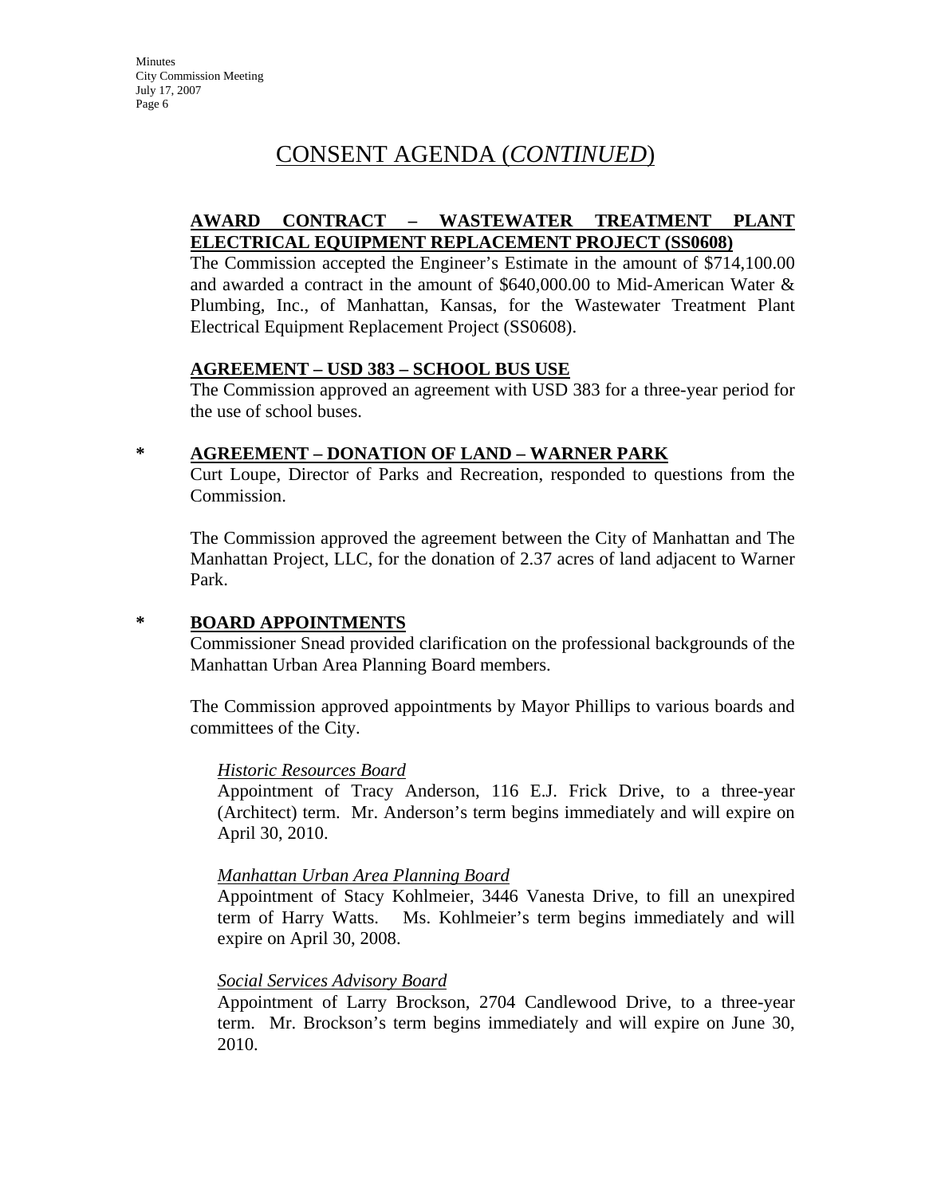# CONSENT AGENDA (*CONTINUED*)

**AWARD CONTRACT – WASTEWATER TREATMENT PLANT ELECTRICAL EQUIPMENT REPLACEMENT PROJECT (SS0608)**

The Commission accepted the Engineer's Estimate in the amount of $714,100.00 and awarded a contract in the amount of $640,000.00 to Mid-American Water & Plumbing, Inc., of Manhattan, Kansas, for the Wastewater Treatment Plant Electrical Equipment Replacement Project (SS0608).

**AGREEMENT – USD 383 – SCHOOL BUS USE**

The Commission approved an agreement with USD 383 for a three-year period for the use of school buses.

\* **AGREEMENT – DONATION OF LAND – WARNER PARK**

Curt Loupe, Director of Parks and Recreation, responded to questions from the Commission.

The Commission approved the agreement between the City of Manhattan and The Manhattan Project, LLC, for the donation of 2.37 acres of land adjacent to Warner Park.

\* **BOARD APPOINTMENTS**

Commissioner Snead provided clarification on the professional backgrounds of the Manhattan Urban Area Planning Board members.

The Commission approved appointments by Mayor Phillips to various boards and committees of the City.

*Historic Resources Board*

Appointment of Tracy Anderson, 116 E.J. Frick Drive, to a three-year (Architect) term. Mr. Anderson's term begins immediately and will expire on April 30, 2010.

*Manhattan Urban Area Planning Board*

Appointment of Stacy Kohlmeier, 3446 Vanesta Drive, to fill an unexpired term of Harry Watts. Ms. Kohlmeier's term begins immediately and will expire on April 30, 2008.

*Social Services Advisory Board*

Appointment of Larry Brockson, 2704 Candlewood Drive, to a three-year term. Mr. Brockson's term begins immediately and will expire on June 30, 2010.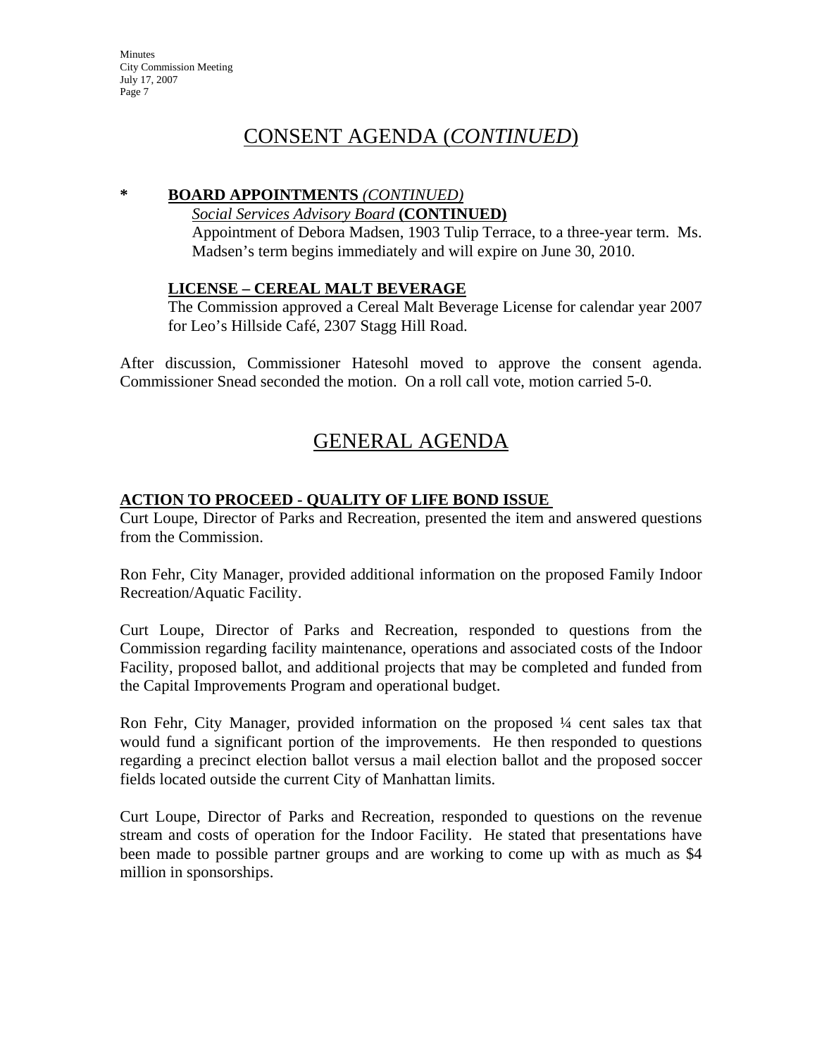# CONSENT AGENDA (*CONTINUED*)

**\* BOARD APPOINTMENTS** *(CONTINUED)*

*Social Services Advisory Board* **(CONTINUED)**

Appointment of Debora Madsen, 1903 Tulip Terrace, to a three-year term. Ms. Madsen's term begins immediately and will expire on June 30, 2010.

**LICENSE – CEREAL MALT BEVERAGE**

The Commission approved a Cereal Malt Beverage License for calendar year 2007 for Leo's Hillside Café, 2307 Stagg Hill Road.

After discussion, Commissioner Hatesohl moved to approve the consent agenda. Commissioner Snead seconded the motion. On a roll call vote, motion carried 5-0.

# GENERAL AGENDA

**ACTION TO PROCEED - QUALITY OF LIFE BOND ISSUE**

Curt Loupe, Director of Parks and Recreation, presented the item and answered questions from the Commission.

Ron Fehr, City Manager, provided additional information on the proposed Family Indoor Recreation/Aquatic Facility.

Curt Loupe, Director of Parks and Recreation, responded to questions from the Commission regarding facility maintenance, operations and associated costs of the Indoor Facility, proposed ballot, and additional projects that may be completed and funded from the Capital Improvements Program and operational budget.

Ron Fehr, City Manager, provided information on the proposed ¼ cent sales tax that would fund a significant portion of the improvements. He then responded to questions regarding a precinct election ballot versus a mail election ballot and the proposed soccer fields located outside the current City of Manhattan limits.

Curt Loupe, Director of Parks and Recreation, responded to questions on the revenue stream and costs of operation for the Indoor Facility. He stated that presentations have been made to possible partner groups and are working to come up with as much as $4 million in sponsorships.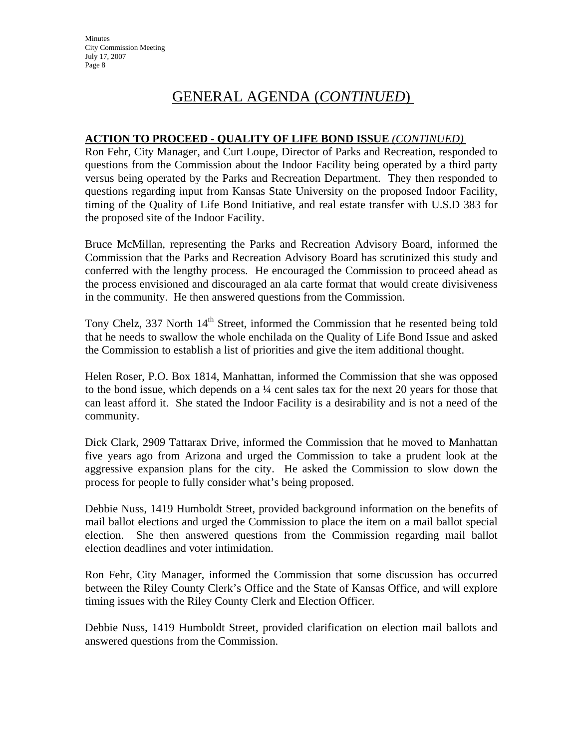# GENERAL AGENDA (*CONTINUED*)

**ACTION TO PROCEED - QUALITY OF LIFE BOND ISSUE** *(CONTINUED)*

Ron Fehr, City Manager, and Curt Loupe, Director of Parks and Recreation, responded to questions from the Commission about the Indoor Facility being operated by a third party versus being operated by the Parks and Recreation Department. They then responded to questions regarding input from Kansas State University on the proposed Indoor Facility, timing of the Quality of Life Bond Initiative, and real estate transfer with U.S.D 383 for the proposed site of the Indoor Facility.

Bruce McMillan, representing the Parks and Recreation Advisory Board, informed the Commission that the Parks and Recreation Advisory Board has scrutinized this study and conferred with the lengthy process. He encouraged the Commission to proceed ahead as the process envisioned and discouraged an ala carte format that would create divisiveness in the community. He then answered questions from the Commission.

Tony Chelz, 337 North 14th Street, informed the Commission that he resented being told that he needs to swallow the whole enchilada on the Quality of Life Bond Issue and asked the Commission to establish a list of priorities and give the item additional thought.

Helen Roser, P.O. Box 1814, Manhattan, informed the Commission that she was opposed to the bond issue, which depends on a ¼ cent sales tax for the next 20 years for those that can least afford it. She stated the Indoor Facility is a desirability and is not a need of the community.

Dick Clark, 2909 Tattarax Drive, informed the Commission that he moved to Manhattan five years ago from Arizona and urged the Commission to take a prudent look at the aggressive expansion plans for the city. He asked the Commission to slow down the process for people to fully consider what's being proposed.

Debbie Nuss, 1419 Humboldt Street, provided background information on the benefits of mail ballot elections and urged the Commission to place the item on a mail ballot special election. She then answered questions from the Commission regarding mail ballot election deadlines and voter intimidation.

Ron Fehr, City Manager, informed the Commission that some discussion has occurred between the Riley County Clerk's Office and the State of Kansas Office, and will explore timing issues with the Riley County Clerk and Election Officer.

Debbie Nuss, 1419 Humboldt Street, provided clarification on election mail ballots and answered questions from the Commission.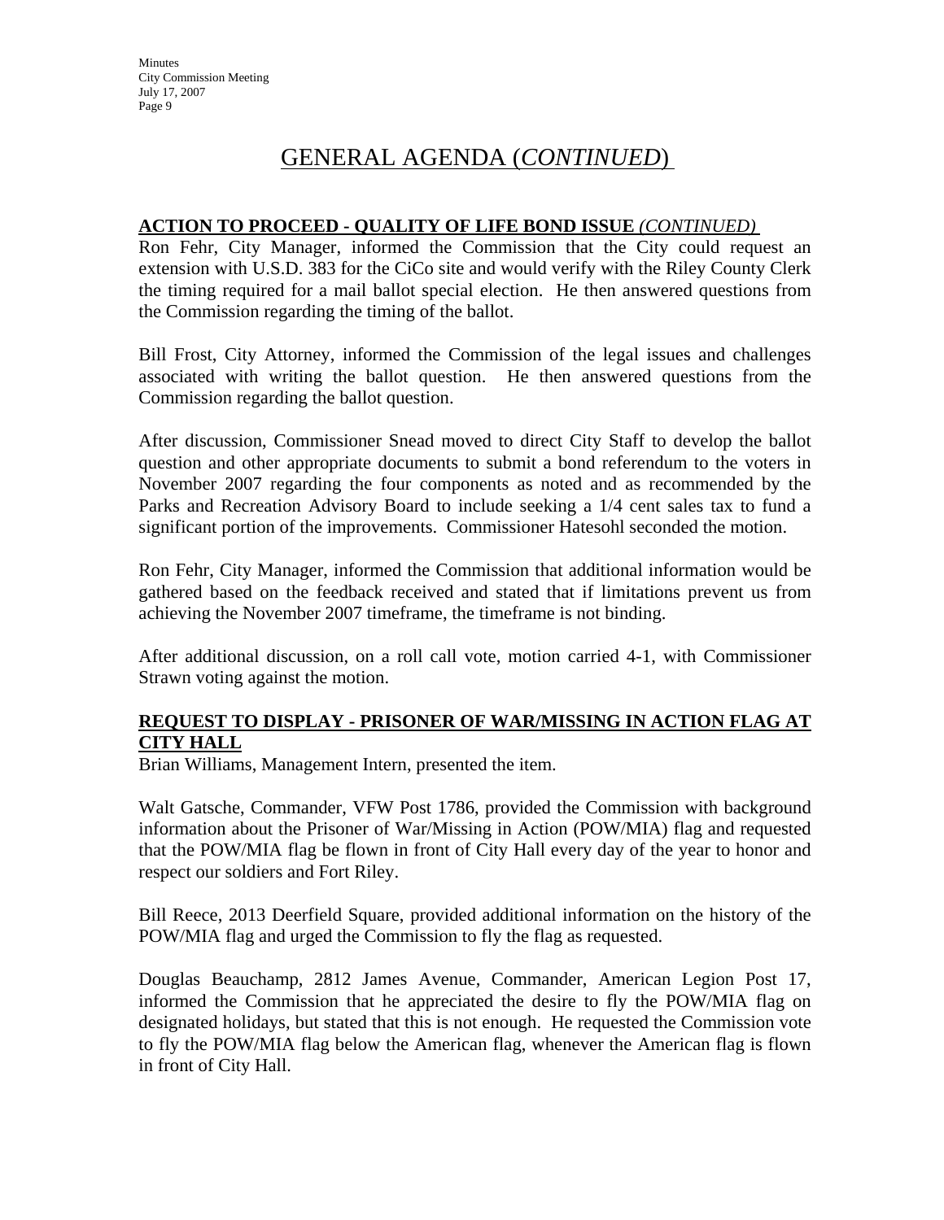# GENERAL AGENDA (*CONTINUED*)

**ACTION TO PROCEED - QUALITY OF LIFE BOND ISSUE** ***(CONTINUED)***

Ron Fehr, City Manager, informed the Commission that the City could request an extension with U.S.D. 383 for the CiCo site and would verify with the Riley County Clerk the timing required for a mail ballot special election. He then answered questions from the Commission regarding the timing of the ballot.

Bill Frost, City Attorney, informed the Commission of the legal issues and challenges associated with writing the ballot question. He then answered questions from the Commission regarding the ballot question.

After discussion, Commissioner Snead moved to direct City Staff to develop the ballot question and other appropriate documents to submit a bond referendum to the voters in November 2007 regarding the four components as noted and as recommended by the Parks and Recreation Advisory Board to include seeking a 1/4 cent sales tax to fund a significant portion of the improvements. Commissioner Hatesohl seconded the motion.

Ron Fehr, City Manager, informed the Commission that additional information would be gathered based on the feedback received and stated that if limitations prevent us from achieving the November 2007 timeframe, the timeframe is not binding.

After additional discussion, on a roll call vote, motion carried 4-1, with Commissioner Strawn voting against the motion.

**REQUEST TO DISPLAY - PRISONER OF WAR/MISSING IN ACTION FLAG AT CITY HALL**

Brian Williams, Management Intern, presented the item.

Walt Gatsche, Commander, VFW Post 1786, provided the Commission with background information about the Prisoner of War/Missing in Action (POW/MIA) flag and requested that the POW/MIA flag be flown in front of City Hall every day of the year to honor and respect our soldiers and Fort Riley.

Bill Reece, 2013 Deerfield Square, provided additional information on the history of the POW/MIA flag and urged the Commission to fly the flag as requested.

Douglas Beauchamp, 2812 James Avenue, Commander, American Legion Post 17, informed the Commission that he appreciated the desire to fly the POW/MIA flag on designated holidays, but stated that this is not enough. He requested the Commission vote to fly the POW/MIA flag below the American flag, whenever the American flag is flown in front of City Hall.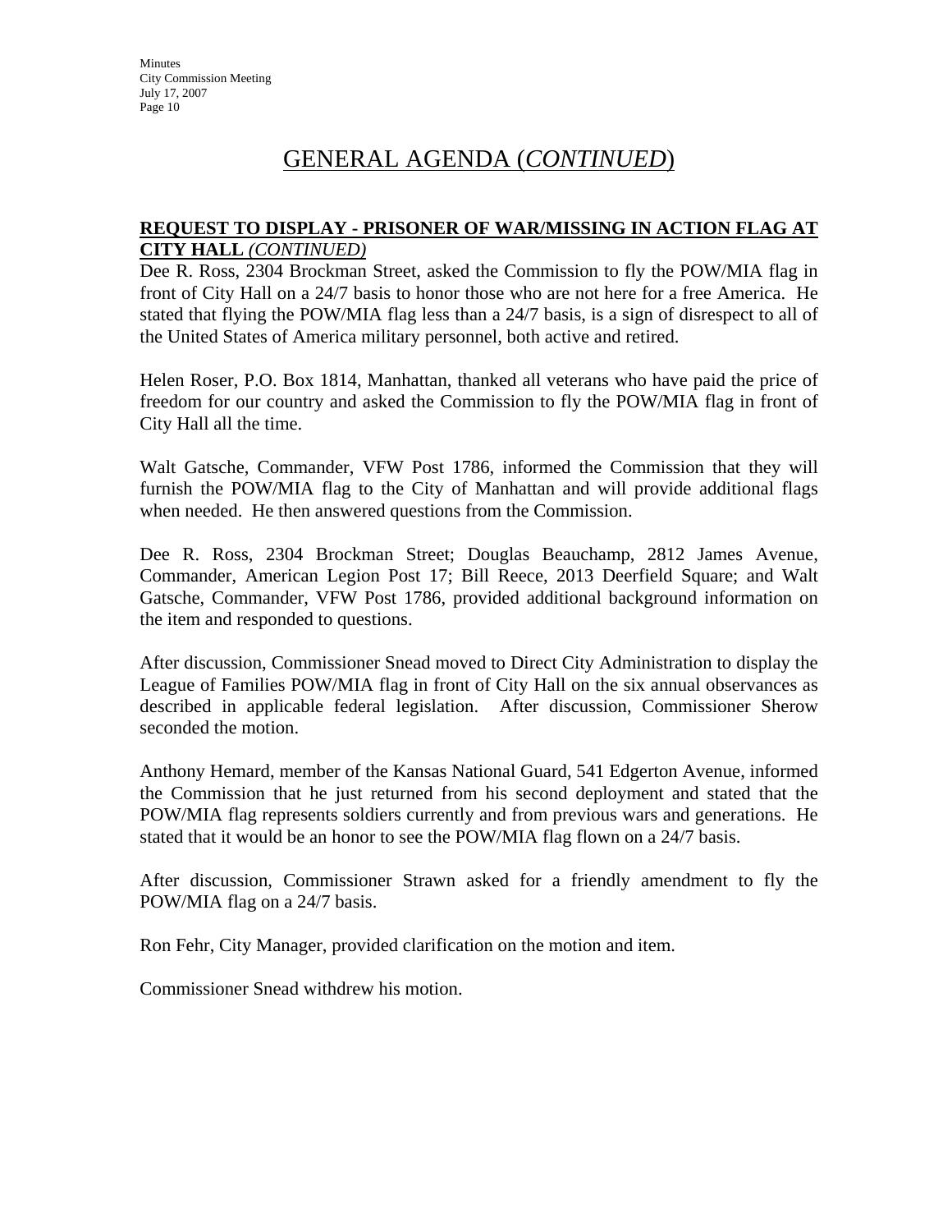# GENERAL AGENDA (*CONTINUED*)

**REQUEST TO DISPLAY - PRISONER OF WAR/MISSING IN ACTION FLAG AT CITY HALL** ***(CONTINUED)***

Dee R. Ross, 2304 Brockman Street, asked the Commission to fly the POW/MIA flag in front of City Hall on a 24/7 basis to honor those who are not here for a free America. He stated that flying the POW/MIA flag less than a 24/7 basis, is a sign of disrespect to all of the United States of America military personnel, both active and retired.

Helen Roser, P.O. Box 1814, Manhattan, thanked all veterans who have paid the price of freedom for our country and asked the Commission to fly the POW/MIA flag in front of City Hall all the time.

Walt Gatsche, Commander, VFW Post 1786, informed the Commission that they will furnish the POW/MIA flag to the City of Manhattan and will provide additional flags when needed. He then answered questions from the Commission.

Dee R. Ross, 2304 Brockman Street; Douglas Beauchamp, 2812 James Avenue, Commander, American Legion Post 17; Bill Reece, 2013 Deerfield Square; and Walt Gatsche, Commander, VFW Post 1786, provided additional background information on the item and responded to questions.

After discussion, Commissioner Snead moved to Direct City Administration to display the League of Families POW/MIA flag in front of City Hall on the six annual observances as described in applicable federal legislation. After discussion, Commissioner Sherow seconded the motion.

Anthony Hemard, member of the Kansas National Guard, 541 Edgerton Avenue, informed the Commission that he just returned from his second deployment and stated that the POW/MIA flag represents soldiers currently and from previous wars and generations. He stated that it would be an honor to see the POW/MIA flag flown on a 24/7 basis.

After discussion, Commissioner Strawn asked for a friendly amendment to fly the POW/MIA flag on a 24/7 basis.

Ron Fehr, City Manager, provided clarification on the motion and item.

Commissioner Snead withdrew his motion.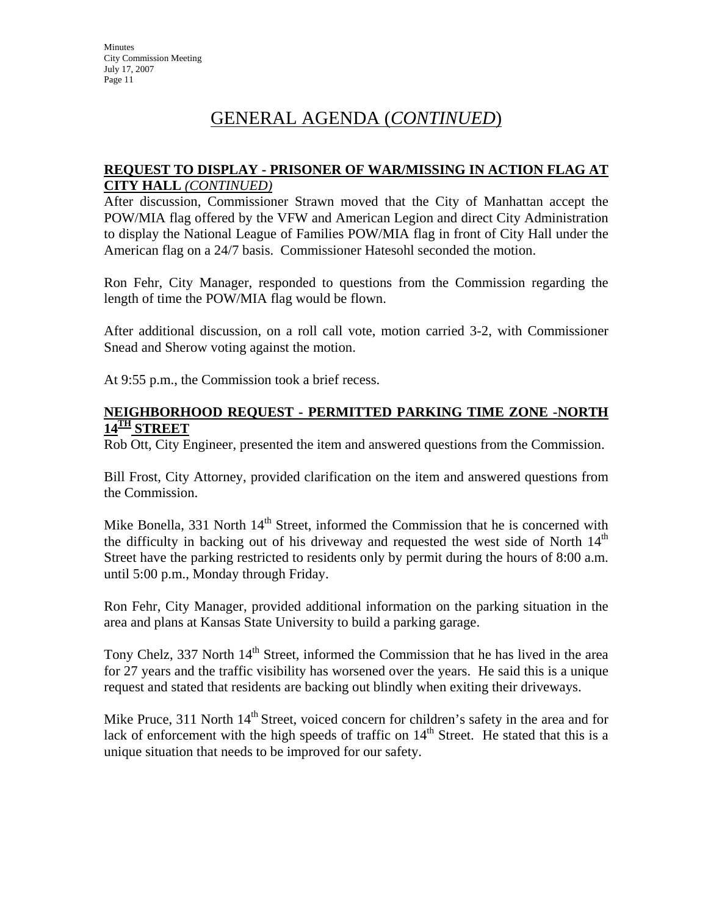# GENERAL AGENDA (*CONTINUED*)

## **REQUEST TO DISPLAY - PRISONER OF WAR/MISSING IN ACTION FLAG AT CITY HALL** *(CONTINUED)*

After discussion, Commissioner Strawn moved that the City of Manhattan accept the POW/MIA flag offered by the VFW and American Legion and direct City Administration to display the National League of Families POW/MIA flag in front of City Hall under the American flag on a 24/7 basis. Commissioner Hatesohl seconded the motion.

Ron Fehr, City Manager, responded to questions from the Commission regarding the length of time the POW/MIA flag would be flown.

After additional discussion, on a roll call vote, motion carried 3-2, with Commissioner Snead and Sherow voting against the motion.

At 9:55 p.m., the Commission took a brief recess.

## **NEIGHBORHOOD REQUEST - PERMITTED PARKING TIME ZONE -NORTH 14TH STREET**

Rob Ott, City Engineer, presented the item and answered questions from the Commission.

Bill Frost, City Attorney, provided clarification on the item and answered questions from the Commission.

Mike Bonella, 331 North 14th Street, informed the Commission that he is concerned with the difficulty in backing out of his driveway and requested the west side of North 14th Street have the parking restricted to residents only by permit during the hours of 8:00 a.m. until 5:00 p.m., Monday through Friday.

Ron Fehr, City Manager, provided additional information on the parking situation in the area and plans at Kansas State University to build a parking garage.

Tony Chelz, 337 North 14th Street, informed the Commission that he has lived in the area for 27 years and the traffic visibility has worsened over the years. He said this is a unique request and stated that residents are backing out blindly when exiting their driveways.

Mike Pruce, 311 North 14th Street, voiced concern for children's safety in the area and for lack of enforcement with the high speeds of traffic on 14th Street. He stated that this is a unique situation that needs to be improved for our safety.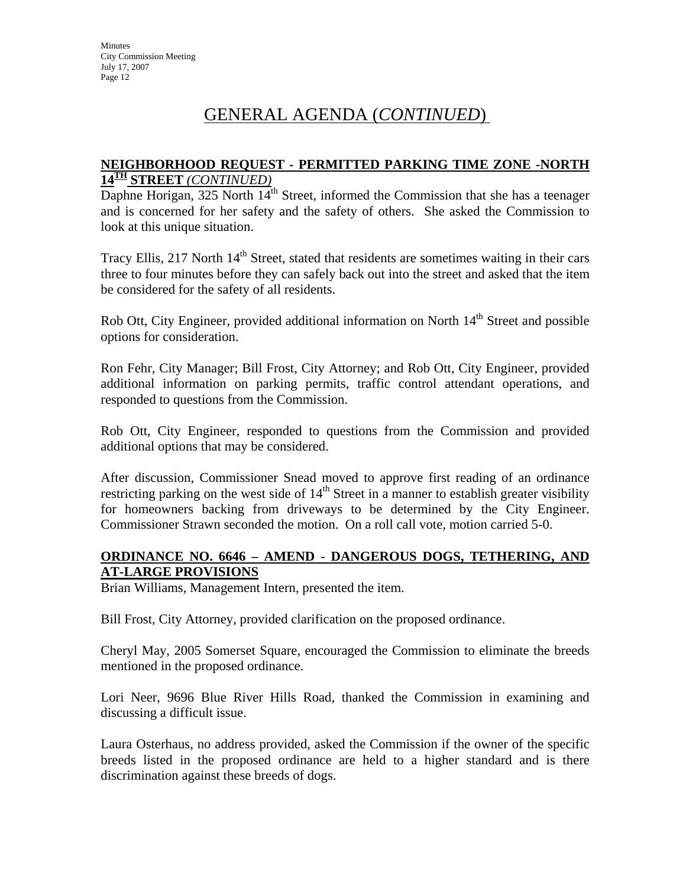# GENERAL AGENDA (*CONTINUED*)

**NEIGHBORHOOD REQUEST - PERMITTED PARKING TIME ZONE -NORTH 14TH STREET** *(CONTINUED)*

Daphne Horigan, 325 North 14th Street, informed the Commission that she has a teenager and is concerned for her safety and the safety of others. She asked the Commission to look at this unique situation.

Tracy Ellis, 217 North 14th Street, stated that residents are sometimes waiting in their cars three to four minutes before they can safely back out into the street and asked that the item be considered for the safety of all residents.

Rob Ott, City Engineer, provided additional information on North 14th Street and possible options for consideration.

Ron Fehr, City Manager; Bill Frost, City Attorney; and Rob Ott, City Engineer, provided additional information on parking permits, traffic control attendant operations, and responded to questions from the Commission.

Rob Ott, City Engineer, responded to questions from the Commission and provided additional options that may be considered.

After discussion, Commissioner Snead moved to approve first reading of an ordinance restricting parking on the west side of 14th Street in a manner to establish greater visibility for homeowners backing from driveways to be determined by the City Engineer. Commissioner Strawn seconded the motion. On a roll call vote, motion carried 5-0.

**ORDINANCE NO. 6646 – AMEND - DANGEROUS DOGS, TETHERING, AND AT-LARGE PROVISIONS**

Brian Williams, Management Intern, presented the item.

Bill Frost, City Attorney, provided clarification on the proposed ordinance.

Cheryl May, 2005 Somerset Square, encouraged the Commission to eliminate the breeds mentioned in the proposed ordinance.

Lori Neer, 9696 Blue River Hills Road, thanked the Commission in examining and discussing a difficult issue.

Laura Osterhaus, no address provided, asked the Commission if the owner of the specific breeds listed in the proposed ordinance are held to a higher standard and is there discrimination against these breeds of dogs.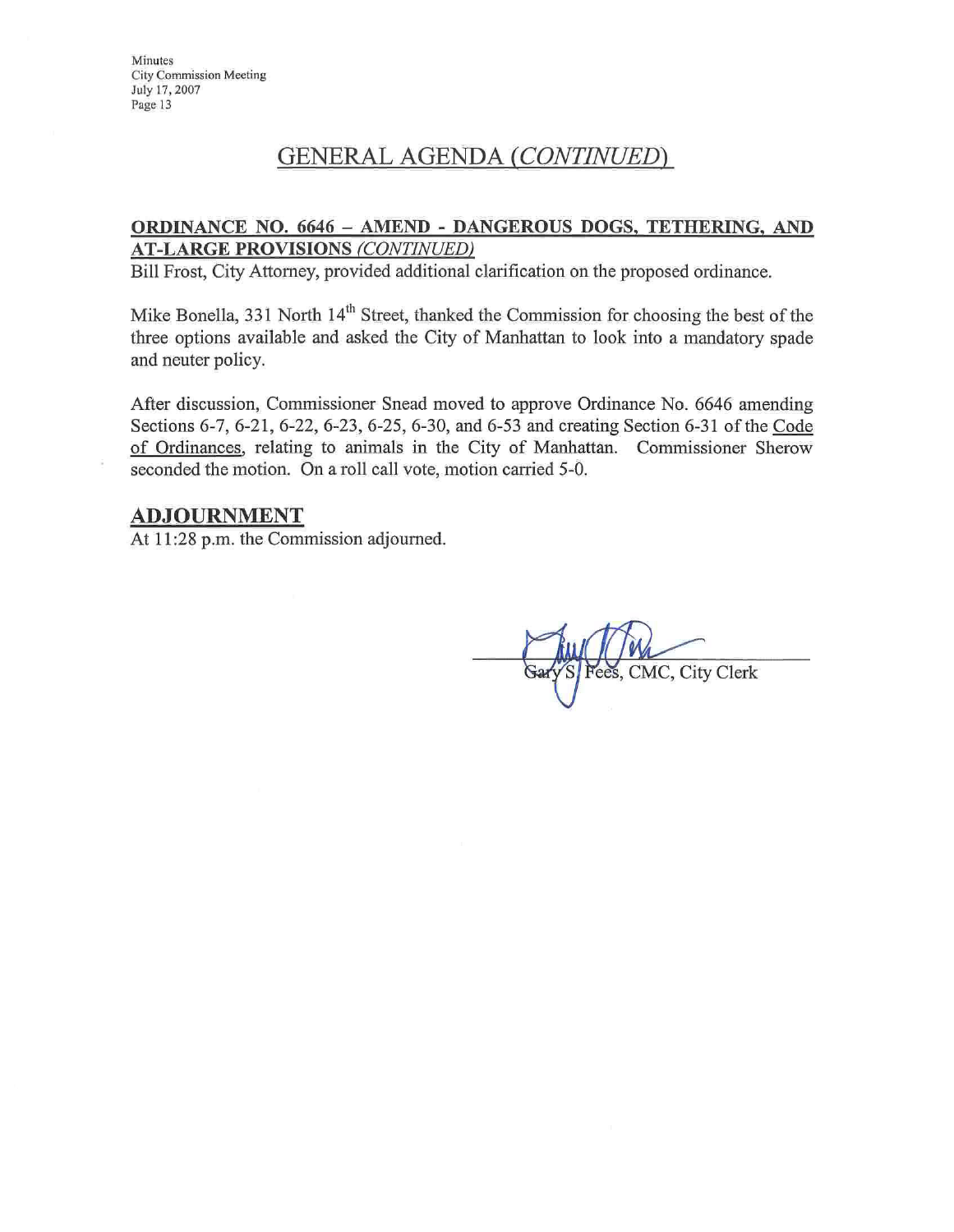## GENERAL AGENDA *(CONTINUED)*

**ORDINANCE NO. 6646 – AMEND - DANGEROUS DOGS, TETHERING, AND AT-LARGE PROVISIONS *(CONTINUED)***

Bill Frost, City Attorney, provided additional clarification on the proposed ordinance.

Mike Bonella, 331 North 14th Street, thanked the Commission for choosing the best of the three options available and asked the City of Manhattan to look into a mandatory spade and neuter policy.

After discussion, Commissioner Snead moved to approve Ordinance No. 6646 amending Sections 6-7, 6-21, 6-22, 6-23, 6-25, 6-30, and 6-53 and creating Section 6-31 of the Code of Ordinances, relating to animals in the City of Manhattan. Commissioner Sherow seconded the motion. On a roll call vote, motion carried 5-0.

**ADJOURNMENT**

At 11:28 p.m. the Commission adjourned.

Gary S. Fees, CMC, City Clerk